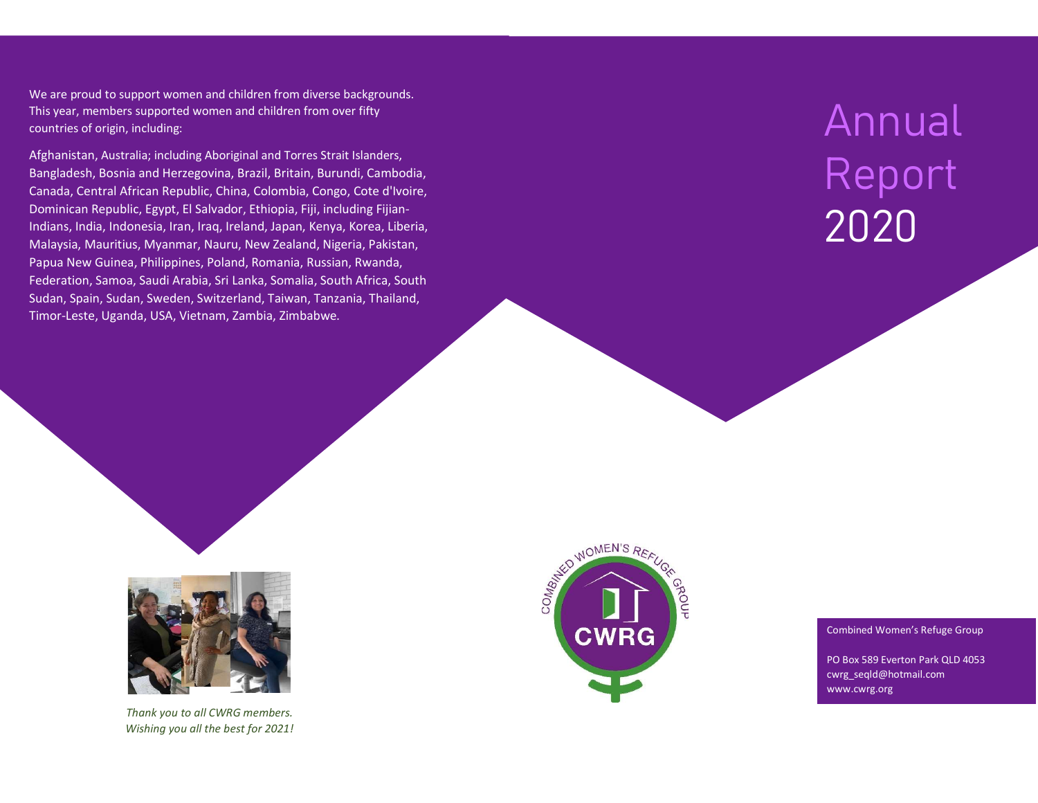We are proud to support women and children from diverse backgrounds. This year, members supported women and children from over fifty countries of origin, including:

Afghanistan, Australia; including Aboriginal and Torres Strait Islanders, Bangladesh, Bosnia and Herzegovina, Brazil, Britain, Burundi, Cambodia, Canada, Central African Republic, China, Colombia, Congo, Cote d'Ivoire, Dominican Republic, Egypt, El Salvador, Ethiopia, Fiji, including Fijian-Indians, India, Indonesia, Iran, Iraq, Ireland, Japan, Kenya, Korea, Liberia, Malaysia, Mauritius, Myanmar, Nauru, New Zealand, Nigeria, Pakistan, Papua New Guinea, Philippines, Poland, Romania, Russian, Rwanda, Federation, Samoa, Saudi Arabia, Sri Lanka, Somalia, South Africa, South Sudan, Spain, Sudan, Sweden, Switzerland, Taiwan, Tanzania, Thailand, Timor-Leste, Uganda, USA, Vietnam, Zambia, Zimbabwe.

*Thank you to all CWRG members.*
*Wishing you all the best for 2021!*

# Annual Report 2020

COMBINED WOMEN'S REFUGE GROUP

CWRG

Combined Women's Refuge Group

PO Box 589 Everton Park QLD 4053
cwrg_seqld@hotmail.com
www.cwrg.org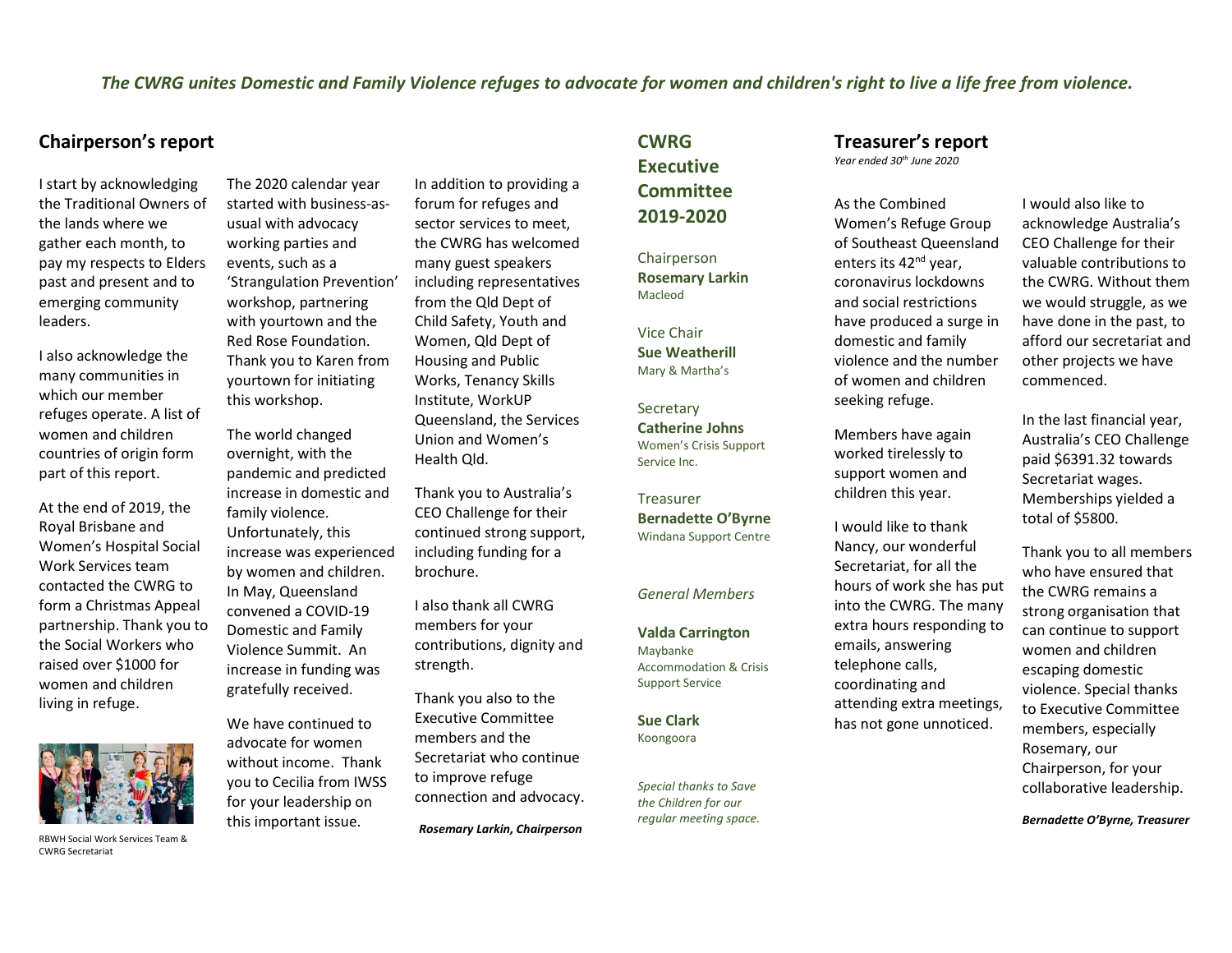*The CWRG unites Domestic and Family Violence refuges to advocate for women and children's right to live a life free from violence.*

## Chairperson's report

I start by acknowledging the Traditional Owners of the lands where we gather each month, to pay my respects to Elders past and present and to emerging community leaders.

I also acknowledge the many communities in which our member refuges operate. A list of women and children countries of origin form part of this report.

At the end of 2019, the Royal Brisbane and Women's Hospital Social Work Services team contacted the CWRG to form a Christmas Appeal partnership. Thank you to the Social Workers who raised over $1000 for women and children living in refuge.

RBWH Social Work Services Team & CWRG Secretariat

The 2020 calendar year started with business-as-usual with advocacy working parties and events, such as a 'Strangulation Prevention' workshop, partnering with yourtown and the Red Rose Foundation. Thank you to Karen from yourtown for initiating this workshop.

The world changed overnight, with the pandemic and predicted increase in domestic and family violence. Unfortunately, this increase was experienced by women and children. In May, Queensland convened a COVID-19 Domestic and Family Violence Summit. An increase in funding was gratefully received.

We have continued to advocate for women without income. Thank you to Cecilia from IWSS for your leadership on this important issue.

In addition to providing a forum for refuges and sector services to meet, the CWRG has welcomed many guest speakers including representatives from the Qld Dept of Child Safety, Youth and Women, Qld Dept of Housing and Public Works, Tenancy Skills Institute, WorkUP Queensland, the Services Union and Women's Health Qld.

Thank you to Australia's CEO Challenge for their continued strong support, including funding for a brochure.

I also thank all CWRG members for your contributions, dignity and strength.

Thank you also to the Executive Committee members and the Secretariat who continue to improve refuge connection and advocacy.

***Rosemary Larkin, Chairperson***

## CWRG Executive Committee 2019-2020

Chairperson
**Rosemary Larkin**
Macleod

Vice Chair
**Sue Weatherill**
Mary & Martha's

Secretary
**Catherine Johns**
Women's Crisis Support Service Inc.

Treasurer
**Bernadette O'Byrne**
Windana Support Centre

*General Members*

**Valda Carrington**
Maybanke Accommodation & Crisis Support Service

**Sue Clark**
Koongoora

*Special thanks to Save the Children for our regular meeting space.*

## Treasurer's report

*Year ended 30th June 2020*

As the Combined Women's Refuge Group of Southeast Queensland enters its 42nd year, coronavirus lockdowns and social restrictions have produced a surge in domestic and family violence and the number of women and children seeking refuge.

Members have again worked tirelessly to support women and children this year.

I would like to thank Nancy, our wonderful Secretariat, for all the hours of work she has put into the CWRG. The many extra hours responding to emails, answering telephone calls, coordinating and attending extra meetings, has not gone unnoticed.

I would also like to acknowledge Australia's CEO Challenge for their valuable contributions to the CWRG. Without them we would struggle, as we have done in the past, to afford our secretariat and other projects we have commenced.

In the last financial year, Australia's CEO Challenge paid $6391.32 towards Secretariat wages. Memberships yielded a total of $5800.

Thank you to all members who have ensured that the CWRG remains a strong organisation that can continue to support women and children escaping domestic violence. Special thanks to Executive Committee members, especially Rosemary, our Chairperson, for your collaborative leadership.

***Bernadette O'Byrne, Treasurer***